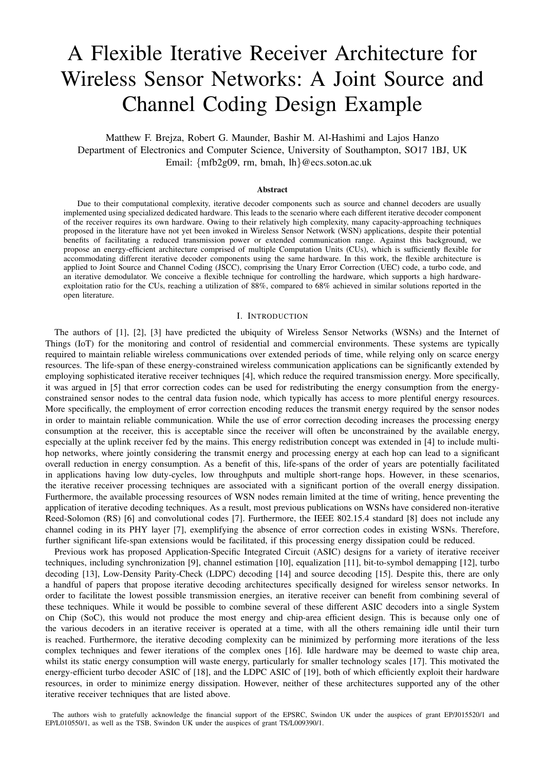# A Flexible Iterative Receiver Architecture for Wireless Sensor Networks: A Joint Source and Channel Coding Design Example

Matthew F. Brejza, Robert G. Maunder, Bashir M. Al-Hashimi and Lajos Hanzo
Department of Electronics and Computer Science, University of Southampton, SO17 1BJ, UK
Email: {mfb2g09, rm, bmah, lh}@ecs.soton.ac.uk

### Abstract

Due to their computational complexity, iterative decoder components such as source and channel decoders are usually implemented using specialized dedicated hardware. This leads to the scenario where each different iterative decoder component of the receiver requires its own hardware. Owing to their relatively high complexity, many capacity-approaching techniques proposed in the literature have not yet been invoked in Wireless Sensor Network (WSN) applications, despite their potential benefits of facilitating a reduced transmission power or extended communication range. Against this background, we propose an energy-efficient architecture comprised of multiple Computation Units (CUs), which is sufficiently flexible for accommodating different iterative decoder components using the same hardware. In this work, the flexible architecture is applied to Joint Source and Channel Coding (JSCC), comprising the Unary Error Correction (UEC) code, a turbo code, and an iterative demodulator. We conceive a flexible technique for controlling the hardware, which supports a high hardware-exploitation ratio for the CUs, reaching a utilization of 88%, compared to 68% achieved in similar solutions reported in the open literature.

## I. Introduction

The authors of [1], [2], [3] have predicted the ubiquity of Wireless Sensor Networks (WSNs) and the Internet of Things (IoT) for the monitoring and control of residential and commercial environments. These systems are typically required to maintain reliable wireless communications over extended periods of time, while relying only on scarce energy resources. The life-span of these energy-constrained wireless communication applications can be significantly extended by employing sophisticated iterative receiver techniques [4], which reduce the required transmission energy. More specifically, it was argued in [5] that error correction codes can be used for redistributing the energy consumption from the energy-constrained sensor nodes to the central data fusion node, which typically has access to more plentiful energy resources. More specifically, the employment of error correction encoding reduces the transmit energy required by the sensor nodes in order to maintain reliable communication. While the use of error correction decoding increases the processing energy consumption at the receiver, this is acceptable since the receiver will often be unconstrained by the available energy, especially at the uplink receiver fed by the mains. This energy redistribution concept was extended in [4] to include multi-hop networks, where jointly considering the transmit energy and processing energy at each hop can lead to a significant overall reduction in energy consumption. As a benefit of this, life-spans of the order of years are potentially facilitated in applications having low duty-cycles, low throughputs and multiple short-range hops. However, in these scenarios, the iterative receiver processing techniques are associated with a significant portion of the overall energy dissipation. Furthermore, the available processing resources of WSN nodes remain limited at the time of writing, hence preventing the application of iterative decoding techniques. As a result, most previous publications on WSNs have considered non-iterative Reed-Solomon (RS) [6] and convolutional codes [7]. Furthermore, the IEEE 802.15.4 standard [8] does not include any channel coding in its PHY layer [7], exemplifying the absence of error correction codes in existing WSNs. Therefore, further significant life-span extensions would be facilitated, if this processing energy dissipation could be reduced.

Previous work has proposed Application-Specific Integrated Circuit (ASIC) designs for a variety of iterative receiver techniques, including synchronization [9], channel estimation [10], equalization [11], bit-to-symbol demapping [12], turbo decoding [13], Low-Density Parity-Check (LDPC) decoding [14] and source decoding [15]. Despite this, there are only a handful of papers that propose iterative decoding architectures specifically designed for wireless sensor networks. In order to facilitate the lowest possible transmission energies, an iterative receiver can benefit from combining several of these techniques. While it would be possible to combine several of these different ASIC decoders into a single System on Chip (SoC), this would not produce the most energy and chip-area efficient design. This is because only one of the various decoders in an iterative receiver is operated at a time, with all the others remaining idle until their turn is reached. Furthermore, the iterative decoding complexity can be minimized by performing more iterations of the less complex techniques and fewer iterations of the complex ones [16]. Idle hardware may be deemed to waste chip area, whilst its static energy consumption will waste energy, particularly for smaller technology scales [17]. This motivated the energy-efficient turbo decoder ASIC of [18], and the LDPC ASIC of [19], both of which efficiently exploit their hardware resources, in order to minimize energy dissipation. However, neither of these architectures supported any of the other iterative receiver techniques that are listed above.

The authors wish to gratefully acknowledge the financial support of the EPSRC, Swindon UK under the auspices of grant EP/J015520/1 and EP/L010550/1, as well as the TSB, Swindon UK under the auspices of grant TS/L009390/1.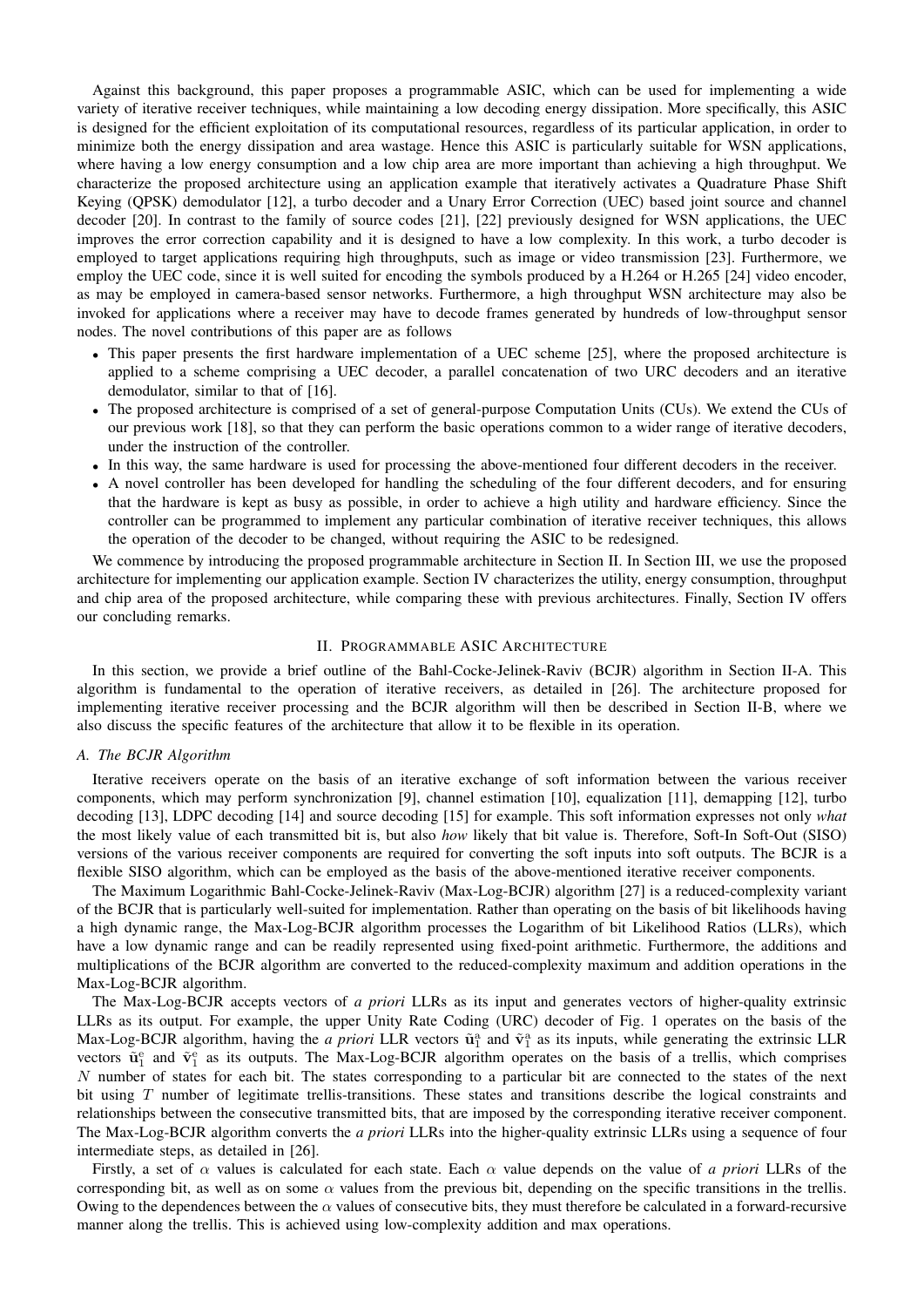Against this background, this paper proposes a programmable ASIC, which can be used for implementing a wide variety of iterative receiver techniques, while maintaining a low decoding energy dissipation. More specifically, this ASIC is designed for the efficient exploitation of its computational resources, regardless of its particular application, in order to minimize both the energy dissipation and area wastage. Hence this ASIC is particularly suitable for WSN applications, where having a low energy consumption and a low chip area are more important than achieving a high throughput. We characterize the proposed architecture using an application example that iteratively activates a Quadrature Phase Shift Keying (QPSK) demodulator [12], a turbo decoder and a Unary Error Correction (UEC) based joint source and channel decoder [20]. In contrast to the family of source codes [21], [22] previously designed for WSN applications, the UEC improves the error correction capability and it is designed to have a low complexity. In this work, a turbo decoder is employed to target applications requiring high throughputs, such as image or video transmission [23]. Furthermore, we employ the UEC code, since it is well suited for encoding the symbols produced by a H.264 or H.265 [24] video encoder, as may be employed in camera-based sensor networks. Furthermore, a high throughput WSN architecture may also be invoked for applications where a receiver may have to decode frames generated by hundreds of low-throughput sensor nodes. The novel contributions of this paper are as follows

- This paper presents the first hardware implementation of a UEC scheme [25], where the proposed architecture is applied to a scheme comprising a UEC decoder, a parallel concatenation of two URC decoders and an iterative demodulator, similar to that of [16].
- The proposed architecture is comprised of a set of general-purpose Computation Units (CUs). We extend the CUs of our previous work [18], so that they can perform the basic operations common to a wider range of iterative decoders, under the instruction of the controller.
- In this way, the same hardware is used for processing the above-mentioned four different decoders in the receiver.
- A novel controller has been developed for handling the scheduling of the four different decoders, and for ensuring that the hardware is kept as busy as possible, in order to achieve a high utility and hardware efficiency. Since the controller can be programmed to implement any particular combination of iterative receiver techniques, this allows the operation of the decoder to be changed, without requiring the ASIC to be redesigned.

We commence by introducing the proposed programmable architecture in Section II. In Section III, we use the proposed architecture for implementing our application example. Section IV characterizes the utility, energy consumption, throughput and chip area of the proposed architecture, while comparing these with previous architectures. Finally, Section IV offers our concluding remarks.

## II. Programmable ASIC Architecture

In this section, we provide a brief outline of the Bahl-Cocke-Jelinek-Raviv (BCJR) algorithm in Section II-A. This algorithm is fundamental to the operation of iterative receivers, as detailed in [26]. The architecture proposed for implementing iterative receiver processing and the BCJR algorithm will then be described in Section II-B, where we also discuss the specific features of the architecture that allow it to be flexible in its operation.

### A. The BCJR Algorithm

Iterative receivers operate on the basis of an iterative exchange of soft information between the various receiver components, which may perform synchronization [9], channel estimation [10], equalization [11], demapping [12], turbo decoding [13], LDPC decoding [14] and source decoding [15] for example. This soft information expresses not only *what* the most likely value of each transmitted bit is, but also *how* likely that bit value is. Therefore, Soft-In Soft-Out (SISO) versions of the various receiver components are required for converting the soft inputs into soft outputs. The BCJR is a flexible SISO algorithm, which can be employed as the basis of the above-mentioned iterative receiver components.

The Maximum Logarithmic Bahl-Cocke-Jelinek-Raviv (Max-Log-BCJR) algorithm [27] is a reduced-complexity variant of the BCJR that is particularly well-suited for implementation. Rather than operating on the basis of bit likelihoods having a high dynamic range, the Max-Log-BCJR algorithm processes the Logarithm of bit Likelihood Ratios (LLRs), which have a low dynamic range and can be readily represented using fixed-point arithmetic. Furthermore, the additions and multiplications of the BCJR algorithm are converted to the reduced-complexity maximum and addition operations in the Max-Log-BCJR algorithm.

The Max-Log-BCJR accepts vectors of *a priori* LLRs as its input and generates vectors of higher-quality extrinsic LLRs as its output. For example, the upper Unity Rate Coding (URC) decoder of Fig. 1 operates on the basis of the Max-Log-BCJR algorithm, having the *a priori* LLR vectors $\tilde{\mathbf{u}}_1^{\mathrm{a}}$ and $\tilde{\mathbf{v}}_1^{\mathrm{a}}$ as its inputs, while generating the extrinsic LLR vectors $\tilde{\mathbf{u}}_1^{\mathrm{e}}$ and $\tilde{\mathbf{v}}_1^{\mathrm{e}}$ as its outputs. The Max-Log-BCJR algorithm operates on the basis of a trellis, which comprises $N$ number of states for each bit. The states corresponding to a particular bit are connected to the states of the next bit using $T$ number of legitimate trellis-transitions. These states and transitions describe the logical constraints and relationships between the consecutive transmitted bits, that are imposed by the corresponding iterative receiver component. The Max-Log-BCJR algorithm converts the *a priori* LLRs into the higher-quality extrinsic LLRs using a sequence of four intermediate steps, as detailed in [26].

Firstly, a set of $\alpha$ values is calculated for each state. Each $\alpha$ value depends on the value of *a priori* LLRs of the corresponding bit, as well as on some $\alpha$ values from the previous bit, depending on the specific transitions in the trellis. Owing to the dependences between the $\alpha$ values of consecutive bits, they must therefore be calculated in a forward-recursive manner along the trellis. This is achieved using low-complexity addition and max operations.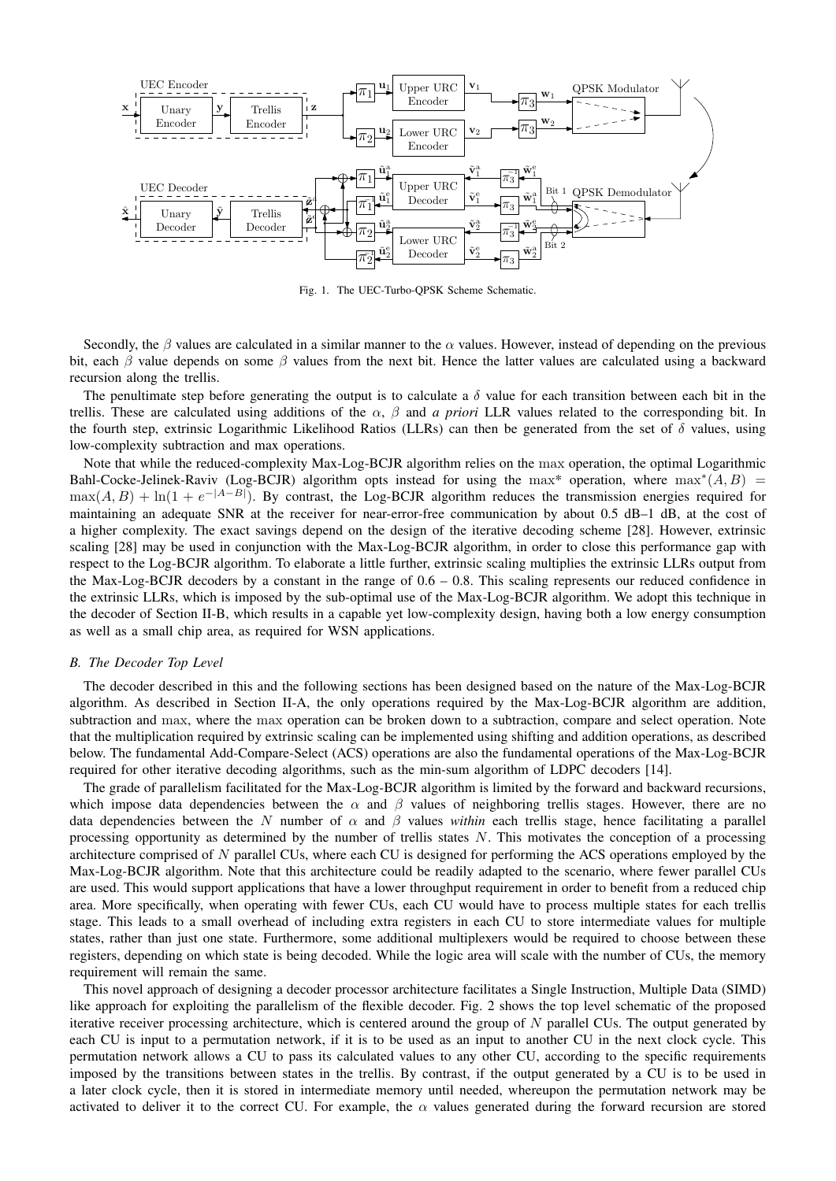Fig. 1. The UEC-Turbo-QPSK Scheme Schematic.

Secondly, the $\beta$ values are calculated in a similar manner to the $\alpha$ values. However, instead of depending on the previous bit, each $\beta$ value depends on some $\beta$ values from the next bit. Hence the latter values are calculated using a backward recursion along the trellis.

The penultimate step before generating the output is to calculate a $\delta$ value for each transition between each bit in the trellis. These are calculated using additions of the $\alpha$, $\beta$ and *a priori* LLR values related to the corresponding bit. In the fourth step, extrinsic Logarithmic Likelihood Ratios (LLRs) can then be generated from the set of $\delta$ values, using low-complexity subtraction and max operations.

Note that while the reduced-complexity Max-Log-BCJR algorithm relies on the $\max$ operation, the optimal Logarithmic Bahl-Cocke-Jelinek-Raviv (Log-BCJR) algorithm opts instead for using the $\max^*$ operation, where $\max^*(A, B) = \max(A, B) + \ln(1 + e^{-|A-B|})$. By contrast, the Log-BCJR algorithm reduces the transmission energies required for maintaining an adequate SNR at the receiver for near-error-free communication by about 0.5 dB–1 dB, at the cost of a higher complexity. The exact savings depend on the design of the iterative decoding scheme [28]. However, extrinsic scaling [28] may be used in conjunction with the Max-Log-BCJR algorithm, in order to close this performance gap with respect to the Log-BCJR algorithm. To elaborate a little further, extrinsic scaling multiplies the extrinsic LLRs output from the Max-Log-BCJR decoders by a constant in the range of 0.6 – 0.8. This scaling represents our reduced confidence in the extrinsic LLRs, which is imposed by the sub-optimal use of the Max-Log-BCJR algorithm. We adopt this technique in the decoder of Section II-B, which results in a capable yet low-complexity design, having both a low energy consumption as well as a small chip area, as required for WSN applications.

### B. The Decoder Top Level

The decoder described in this and the following sections has been designed based on the nature of the Max-Log-BCJR algorithm. As described in Section II-A, the only operations required by the Max-Log-BCJR algorithm are addition, subtraction and $\max$, where the $\max$ operation can be broken down to a subtraction, compare and select operation. Note that the multiplication required by extrinsic scaling can be implemented using shifting and addition operations, as described below. The fundamental Add-Compare-Select (ACS) operations are also the fundamental operations of the Max-Log-BCJR required for other iterative decoding algorithms, such as the min-sum algorithm of LDPC decoders [14].

The grade of parallelism facilitated for the Max-Log-BCJR algorithm is limited by the forward and backward recursions, which impose data dependencies between the $\alpha$ and $\beta$ values of neighboring trellis stages. However, there are no data dependencies between the $N$ number of $\alpha$ and $\beta$ values *within* each trellis stage, hence facilitating a parallel processing opportunity as determined by the number of trellis states $N$. This motivates the conception of a processing architecture comprised of $N$ parallel CUs, where each CU is designed for performing the ACS operations employed by the Max-Log-BCJR algorithm. Note that this architecture could be readily adapted to the scenario, where fewer parallel CUs are used. This would support applications that have a lower throughput requirement in order to benefit from a reduced chip area. More specifically, when operating with fewer CUs, each CU would have to process multiple states for each trellis stage. This leads to a small overhead of including extra registers in each CU to store intermediate values for multiple states, rather than just one state. Furthermore, some additional multiplexers would be required to choose between these registers, depending on which state is being decoded. While the logic area will scale with the number of CUs, the memory requirement will remain the same.

This novel approach of designing a decoder processor architecture facilitates a Single Instruction, Multiple Data (SIMD) like approach for exploiting the parallelism of the flexible decoder. Fig. 2 shows the top level schematic of the proposed iterative receiver processing architecture, which is centered around the group of $N$ parallel CUs. The output generated by each CU is input to a permutation network, if it is to be used as an input to another CU in the next clock cycle. This permutation network allows a CU to pass its calculated values to any other CU, according to the specific requirements imposed by the transitions between states in the trellis. By contrast, if the output generated by a CU is to be used in a later clock cycle, then it is stored in intermediate memory until needed, whereupon the permutation network may be activated to deliver it to the correct CU. For example, the $\alpha$ values generated during the forward recursion are stored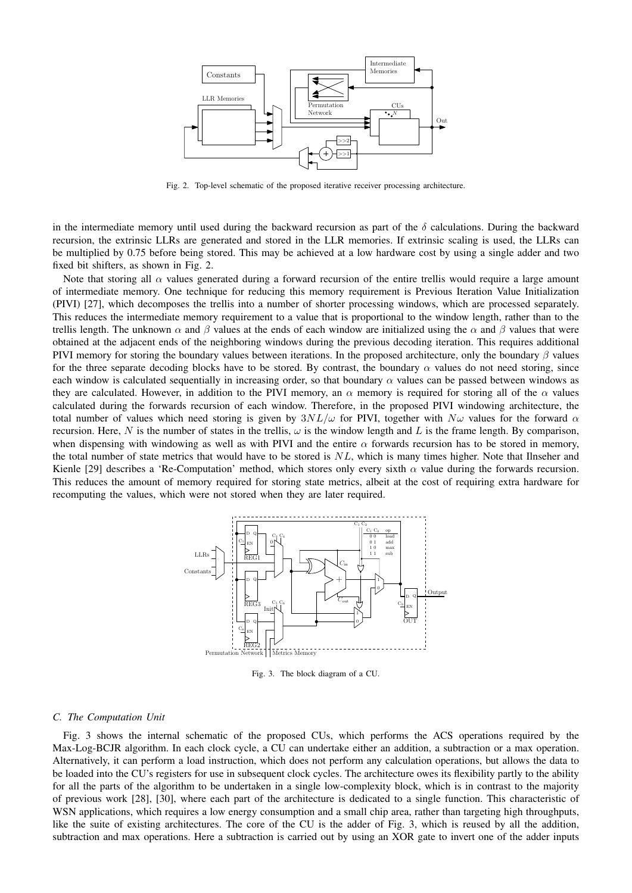Fig. 2. Top-level schematic of the proposed iterative receiver processing architecture.

in the intermediate memory until used during the backward recursion as part of the $\delta$ calculations. During the backward recursion, the extrinsic LLRs are generated and stored in the LLR memories. If extrinsic scaling is used, the LLRs can be multiplied by 0.75 before being stored. This may be achieved at a low hardware cost by using a single adder and two fixed bit shifters, as shown in Fig. 2.

Note that storing all $\alpha$ values generated during a forward recursion of the entire trellis would require a large amount of intermediate memory. One technique for reducing this memory requirement is Previous Iteration Value Initialization (PIVI) [27], which decomposes the trellis into a number of shorter processing windows, which are processed separately. This reduces the intermediate memory requirement to a value that is proportional to the window length, rather than to the trellis length. The unknown $\alpha$ and $\beta$ values at the ends of each window are initialized using the $\alpha$ and $\beta$ values that were obtained at the adjacent ends of the neighboring windows during the previous decoding iteration. This requires additional PIVI memory for storing the boundary values between iterations. In the proposed architecture, only the boundary $\beta$ values for the three separate decoding blocks have to be stored. By contrast, the boundary $\alpha$ values do not need storing, since each window is calculated sequentially in increasing order, so that boundary $\alpha$ values can be passed between windows as they are calculated. However, in addition to the PIVI memory, an $\alpha$ memory is required for storing all of the $\alpha$ values calculated during the forwards recursion of each window. Therefore, in the proposed PIVI windowing architecture, the total number of values which need storing is given by $3NL/\omega$ for PIVI, together with $N\omega$ values for the forward $\alpha$ recursion. Here, $N$ is the number of states in the trellis, $\omega$ is the window length and $L$ is the frame length. By comparison, when dispensing with windowing as well as with PIVI and the entire $\alpha$ forwards recursion has to be stored in memory, the total number of state metrics that would have to be stored is $NL$, which is many times higher. Note that Ilnseher and Kienle [29] describes a 'Re-Computation' method, which stores only every sixth $\alpha$ value during the forwards recursion. This reduces the amount of memory required for storing state metrics, albeit at the cost of requiring extra hardware for recomputing the values, which were not stored when they are later required.

Fig. 3. The block diagram of a CU.

### C. The Computation Unit

Fig. 3 shows the internal schematic of the proposed CUs, which performs the ACS operations required by the Max-Log-BCJR algorithm. In each clock cycle, a CU can undertake either an addition, a subtraction or a max operation. Alternatively, it can perform a load instruction, which does not perform any calculation operations, but allows the data to be loaded into the CU's registers for use in subsequent clock cycles. The architecture owes its flexibility partly to the ability for all the parts of the algorithm to be undertaken in a single low-complexity block, which is in contrast to the majority of previous work [28], [30], where each part of the architecture is dedicated to a single function. This characteristic of WSN applications, which requires a low energy consumption and a small chip area, rather than targeting high throughputs, like the suite of existing architectures. The core of the CU is the adder of Fig. 3, which is reused by all the addition, subtraction and max operations. Here a subtraction is carried out by using an XOR gate to invert one of the adder inputs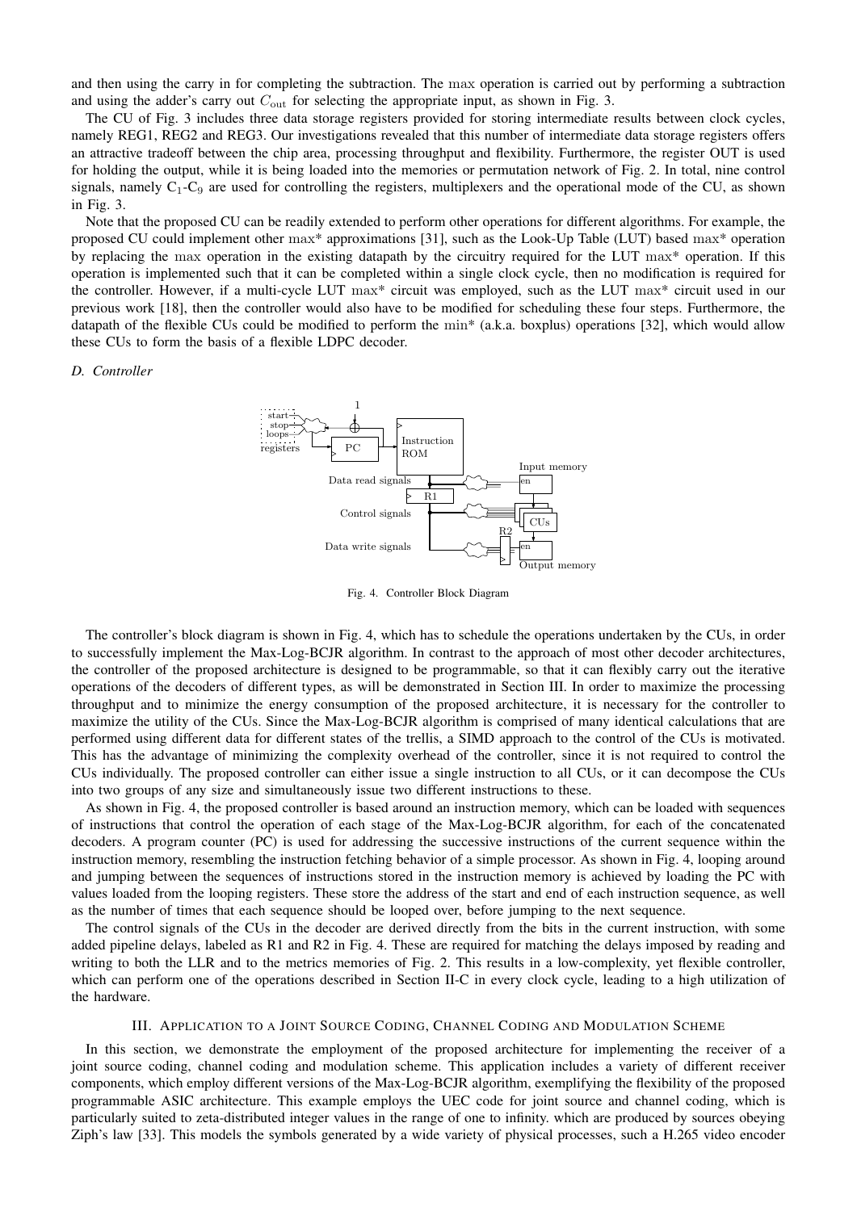and then using the carry in for completing the subtraction. The $\max$ operation is carried out by performing a subtraction and using the adder's carry out $C_{\text{out}}$ for selecting the appropriate input, as shown in Fig. 3.

The CU of Fig. 3 includes three data storage registers provided for storing intermediate results between clock cycles, namely REG1, REG2 and REG3. Our investigations revealed that this number of intermediate data storage registers offers an attractive tradeoff between the chip area, processing throughput and flexibility. Furthermore, the register OUT is used for holding the output, while it is being loaded into the memories or permutation network of Fig. 2. In total, nine control signals, namely $C_1$-$C_9$ are used for controlling the registers, multiplexers and the operational mode of the CU, as shown in Fig. 3.

Note that the proposed CU can be readily extended to perform other operations for different algorithms. For example, the proposed CU could implement other $\max^*$ approximations [31], such as the Look-Up Table (LUT) based $\max^*$ operation by replacing the $\max$ operation in the existing datapath by the circuitry required for the LUT $\max^*$ operation. If this operation is implemented such that it can be completed within a single clock cycle, then no modification is required for the controller. However, if a multi-cycle LUT $\max^*$ circuit was employed, such as the LUT $\max^*$ circuit used in our previous work [18], then the controller would also have to be modified for scheduling these four steps. Furthermore, the datapath of the flexible CUs could be modified to perform the $\min^*$ (a.k.a. boxplus) operations [32], which would allow these CUs to form the basis of a flexible LDPC decoder.

### D. Controller

Fig. 4. Controller Block Diagram

The controller's block diagram is shown in Fig. 4, which has to schedule the operations undertaken by the CUs, in order to successfully implement the Max-Log-BCJR algorithm. In contrast to the approach of most other decoder architectures, the controller of the proposed architecture is designed to be programmable, so that it can flexibly carry out the iterative operations of the decoders of different types, as will be demonstrated in Section III. In order to maximize the processing throughput and to minimize the energy consumption of the proposed architecture, it is necessary for the controller to maximize the utility of the CUs. Since the Max-Log-BCJR algorithm is comprised of many identical calculations that are performed using different data for different states of the trellis, a SIMD approach to the control of the CUs is motivated. This has the advantage of minimizing the complexity overhead of the controller, since it is not required to control the CUs individually. The proposed controller can either issue a single instruction to all CUs, or it can decompose the CUs into two groups of any size and simultaneously issue two different instructions to these.

As shown in Fig. 4, the proposed controller is based around an instruction memory, which can be loaded with sequences of instructions that control the operation of each stage of the Max-Log-BCJR algorithm, for each of the concatenated decoders. A program counter (PC) is used for addressing the successive instructions of the current sequence within the instruction memory, resembling the instruction fetching behavior of a simple processor. As shown in Fig. 4, looping around and jumping between the sequences of instructions stored in the instruction memory is achieved by loading the PC with values loaded from the looping registers. These store the address of the start and end of each instruction sequence, as well as the number of times that each sequence should be looped over, before jumping to the next sequence.

The control signals of the CUs in the decoder are derived directly from the bits in the current instruction, with some added pipeline delays, labeled as R1 and R2 in Fig. 4. These are required for matching the delays imposed by reading and writing to both the LLR and to the metrics memories of Fig. 2. This results in a low-complexity, yet flexible controller, which can perform one of the operations described in Section II-C in every clock cycle, leading to a high utilization of the hardware.

## III. Application to a Joint Source Coding, Channel Coding and Modulation Scheme

In this section, we demonstrate the employment of the proposed architecture for implementing the receiver of a joint source coding, channel coding and modulation scheme. This application includes a variety of different receiver components, which employ different versions of the Max-Log-BCJR algorithm, exemplifying the flexibility of the proposed programmable ASIC architecture. This example employs the UEC code for joint source and channel coding, which is particularly suited to zeta-distributed integer values in the range of one to infinity. which are produced by sources obeying Ziph's law [33]. This models the symbols generated by a wide variety of physical processes, such a H.265 video encoder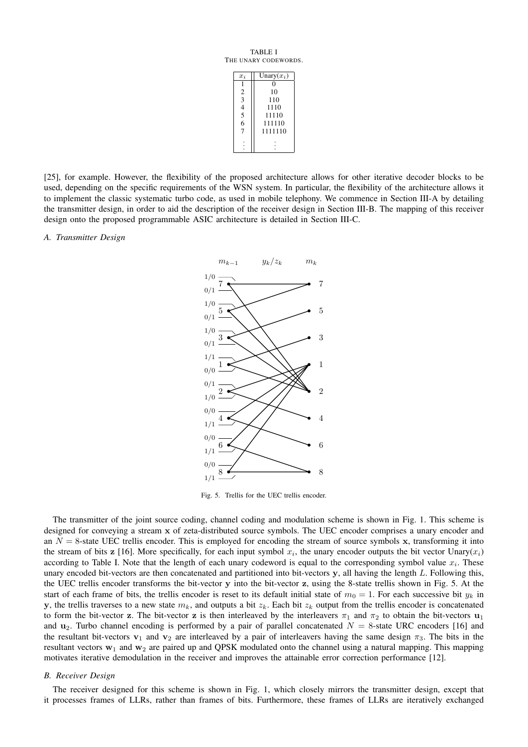TABLE I
THE UNARY CODEWORDS.

| $x_i$ | Unary($x_i$) |
|---|---|
| 1 | 0 |
| 2 | 10 |
| 3 | 110 |
| 4 | 1110 |
| 5 | 11110 |
| 6 | 111110 |
| 7 | 1111110 |
| ⋮ | ⋮ |

[25], for example. However, the flexibility of the proposed architecture allows for other iterative decoder blocks to be used, depending on the specific requirements of the WSN system. In particular, the flexibility of the architecture allows it to implement the classic systematic turbo code, as used in mobile telephony. We commence in Section III-A by detailing the transmitter design, in order to aid the description of the receiver design in Section III-B. The mapping of this receiver design onto the proposed programmable ASIC architecture is detailed in Section III-C.

### A. Transmitter Design

Fig. 5. Trellis for the UEC trellis encoder.

The transmitter of the joint source coding, channel coding and modulation scheme is shown in Fig. 1. This scheme is designed for conveying a stream $\mathbf{x}$ of zeta-distributed source symbols. The UEC encoder comprises a unary encoder and an $N = 8$-state UEC trellis encoder. This is employed for encoding the stream of source symbols $\mathbf{x}$, transforming it into the stream of bits $\mathbf{z}$ [16]. More specifically, for each input symbol $x_i$, the unary encoder outputs the bit vector Unary($x_i$) according to Table I. Note that the length of each unary codeword is equal to the corresponding symbol value $x_i$. These unary encoded bit-vectors are then concatenated and partitioned into bit-vectors $\mathbf{y}$, all having the length $L$. Following this, the UEC trellis encoder transforms the bit-vector $\mathbf{y}$ into the bit-vector $\mathbf{z}$, using the 8-state trellis shown in Fig. 5. At the start of each frame of bits, the trellis encoder is reset to its default initial state of $m_0 = 1$. For each successive bit $y_k$ in $\mathbf{y}$, the trellis traverses to a new state $m_k$, and outputs a bit $z_k$. Each bit $z_k$ output from the trellis encoder is concatenated to form the bit-vector $\mathbf{z}$. The bit-vector $\mathbf{z}$ is then interleaved by the interleavers $\pi_1$ and $\pi_2$ to obtain the bit-vectors $\mathbf{u}_1$ and $\mathbf{u}_2$. Turbo channel encoding is performed by a pair of parallel concatenated $N = 8$-state URC encoders [16] and the resultant bit-vectors $\mathbf{v}_1$ and $\mathbf{v}_2$ are interleaved by a pair of interleavers having the same design $\pi_3$. The bits in the resultant vectors $\mathbf{w}_1$ and $\mathbf{w}_2$ are paired up and QPSK modulated onto the channel using a natural mapping. This mapping motivates iterative demodulation in the receiver and improves the attainable error correction performance [12].

### B. Receiver Design

The receiver designed for this scheme is shown in Fig. 1, which closely mirrors the transmitter design, except that it processes frames of LLRs, rather than frames of bits. Furthermore, these frames of LLRs are iteratively exchanged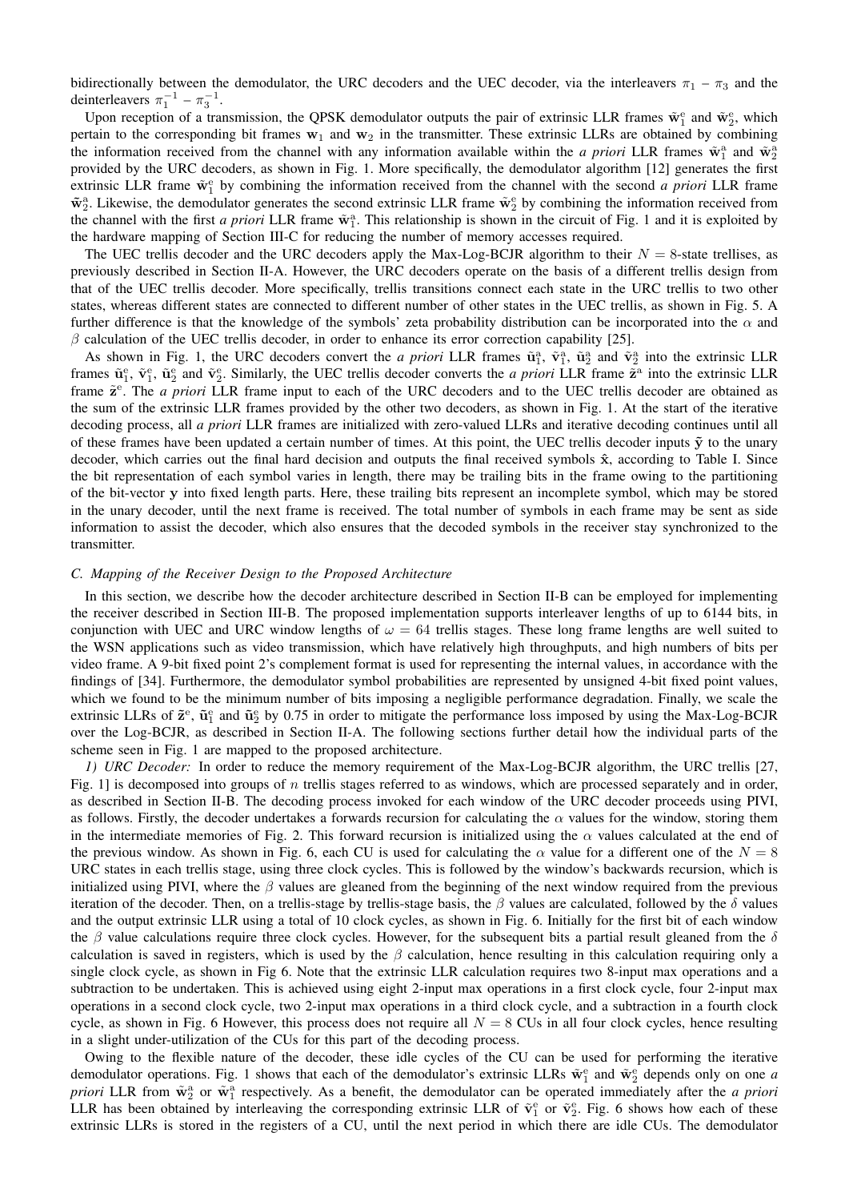bidirectionally between the demodulator, the URC decoders and the UEC decoder, via the interleavers $\pi_1 - \pi_3$ and the deinterleavers $\pi_1^{-1} - \pi_3^{-1}$.

Upon reception of a transmission, the QPSK demodulator outputs the pair of extrinsic LLR frames $\tilde{\mathbf{w}}_1^{\mathrm{e}}$ and $\tilde{\mathbf{w}}_2^{\mathrm{e}}$, which pertain to the corresponding bit frames $\mathbf{w}_1$ and $\mathbf{w}_2$ in the transmitter. These extrinsic LLRs are obtained by combining the information received from the channel with any information available within the *a priori* LLR frames $\tilde{\mathbf{w}}_1^{\mathrm{a}}$ and $\tilde{\mathbf{w}}_2^{\mathrm{a}}$ provided by the URC decoders, as shown in Fig. 1. More specifically, the demodulator algorithm [12] generates the first extrinsic LLR frame $\tilde{\mathbf{w}}_1^{\mathrm{e}}$ by combining the information received from the channel with the second *a priori* LLR frame $\tilde{\mathbf{w}}_2^{\mathrm{a}}$. Likewise, the demodulator generates the second extrinsic LLR frame $\tilde{\mathbf{w}}_2^{\mathrm{e}}$ by combining the information received from the channel with the first *a priori* LLR frame $\tilde{\mathbf{w}}_1^{\mathrm{a}}$. This relationship is shown in the circuit of Fig. 1 and it is exploited by the hardware mapping of Section III-C for reducing the number of memory accesses required.

The UEC trellis decoder and the URC decoders apply the Max-Log-BCJR algorithm to their $N = 8$-state trellises, as previously described in Section II-A. However, the URC decoders operate on the basis of a different trellis design from that of the UEC trellis decoder. More specifically, trellis transitions connect each state in the URC trellis to two other states, whereas different states are connected to different number of other states in the UEC trellis, as shown in Fig. 5. A further difference is that the knowledge of the symbols' zeta probability distribution can be incorporated into the $\alpha$ and $\beta$ calculation of the UEC trellis decoder, in order to enhance its error correction capability [25].

As shown in Fig. 1, the URC decoders convert the *a priori* LLR frames $\tilde{\mathbf{u}}_1^{\mathrm{a}}$, $\tilde{\mathbf{v}}_1^{\mathrm{a}}$, $\tilde{\mathbf{u}}_2^{\mathrm{a}}$ and $\tilde{\mathbf{v}}_2^{\mathrm{a}}$ into the extrinsic LLR frames $\tilde{\mathbf{u}}_1^{\mathrm{e}}$, $\tilde{\mathbf{v}}_1^{\mathrm{e}}$, $\tilde{\mathbf{u}}_2^{\mathrm{e}}$ and $\tilde{\mathbf{v}}_2^{\mathrm{e}}$. Similarly, the UEC trellis decoder converts the *a priori* LLR frame $\tilde{\mathbf{z}}^{\mathrm{a}}$ into the extrinsic LLR frame $\tilde{\mathbf{z}}^{\mathrm{e}}$. The *a priori* LLR frame input to each of the URC decoders and to the UEC trellis decoder are obtained as the sum of the extrinsic LLR frames provided by the other two decoders, as shown in Fig. 1. At the start of the iterative decoding process, all *a priori* LLR frames are initialized with zero-valued LLRs and iterative decoding continues until all of these frames have been updated a certain number of times. At this point, the UEC trellis decoder inputs $\tilde{\mathbf{y}}$ to the unary decoder, which carries out the final hard decision and outputs the final received symbols $\hat{\mathbf{x}}$, according to Table I. Since the bit representation of each symbol varies in length, there may be trailing bits in the frame owing to the partitioning of the bit-vector $\mathbf{y}$ into fixed length parts. Here, these trailing bits represent an incomplete symbol, which may be stored in the unary decoder, until the next frame is received. The total number of symbols in each frame may be sent as side information to assist the decoder, which also ensures that the decoded symbols in the receiver stay synchronized to the transmitter.

### C. Mapping of the Receiver Design to the Proposed Architecture

In this section, we describe how the decoder architecture described in Section II-B can be employed for implementing the receiver described in Section III-B. The proposed implementation supports interleaver lengths of up to 6144 bits, in conjunction with UEC and URC window lengths of $\omega = 64$ trellis stages. These long frame lengths are well suited to the WSN applications such as video transmission, which have relatively high throughputs, and high numbers of bits per video frame. A 9-bit fixed point 2's complement format is used for representing the internal values, in accordance with the findings of [34]. Furthermore, the demodulator symbol probabilities are represented by unsigned 4-bit fixed point values, which we found to be the minimum number of bits imposing a negligible performance degradation. Finally, we scale the extrinsic LLRs of $\tilde{\mathbf{z}}^{\mathrm{e}}$, $\tilde{\mathbf{u}}_1^{\mathrm{e}}$ and $\tilde{\mathbf{u}}_2^{\mathrm{e}}$ by 0.75 in order to mitigate the performance loss imposed by using the Max-Log-BCJR over the Log-BCJR, as described in Section II-A. The following sections further detail how the individual parts of the scheme seen in Fig. 1 are mapped to the proposed architecture.

*1) URC Decoder:* In order to reduce the memory requirement of the Max-Log-BCJR algorithm, the URC trellis [27, Fig. 1] is decomposed into groups of $n$ trellis stages referred to as windows, which are processed separately and in order, as described in Section II-B. The decoding process invoked for each window of the URC decoder proceeds using PIVI, as follows. Firstly, the decoder undertakes a forwards recursion for calculating the $\alpha$ values for the window, storing them in the intermediate memories of Fig. 2. This forward recursion is initialized using the $\alpha$ values calculated at the end of the previous window. As shown in Fig. 6, each CU is used for calculating the $\alpha$ value for a different one of the $N = 8$ URC states in each trellis stage, using three clock cycles. This is followed by the window's backwards recursion, which is initialized using PIVI, where the $\beta$ values are gleaned from the beginning of the next window required from the previous iteration of the decoder. Then, on a trellis-stage by trellis-stage basis, the $\beta$ values are calculated, followed by the $\delta$ values and the output extrinsic LLR using a total of 10 clock cycles, as shown in Fig. 6. Initially for the first bit of each window the $\beta$ value calculations require three clock cycles. However, for the subsequent bits a partial result gleaned from the $\delta$ calculation is saved in registers, which is used by the $\beta$ calculation, hence resulting in this calculation requiring only a single clock cycle, as shown in Fig 6. Note that the extrinsic LLR calculation requires two 8-input max operations and a subtraction to be undertaken. This is achieved using eight 2-input max operations in a first clock cycle, four 2-input max operations in a second clock cycle, two 2-input max operations in a third clock cycle, and a subtraction in a fourth clock cycle, as shown in Fig. 6 However, this process does not require all $N = 8$ CUs in all four clock cycles, hence resulting in a slight under-utilization of the CUs for this part of the decoding process.

Owing to the flexible nature of the decoder, these idle cycles of the CU can be used for performing the iterative demodulator operations. Fig. 1 shows that each of the demodulator's extrinsic LLRs $\tilde{\mathbf{w}}_1^{\mathrm{e}}$ and $\tilde{\mathbf{w}}_2^{\mathrm{e}}$ depends only on one *a priori* LLR from $\tilde{\mathbf{w}}_2^{\mathrm{a}}$ or $\tilde{\mathbf{w}}_1^{\mathrm{a}}$ respectively. As a benefit, the demodulator can be operated immediately after the *a priori* LLR has been obtained by interleaving the corresponding extrinsic LLR of $\tilde{\mathbf{v}}_1^{\mathrm{e}}$ or $\tilde{\mathbf{v}}_2^{\mathrm{e}}$. Fig. 6 shows how each of these extrinsic LLRs is stored in the registers of a CU, until the next period in which there are idle CUs. The demodulator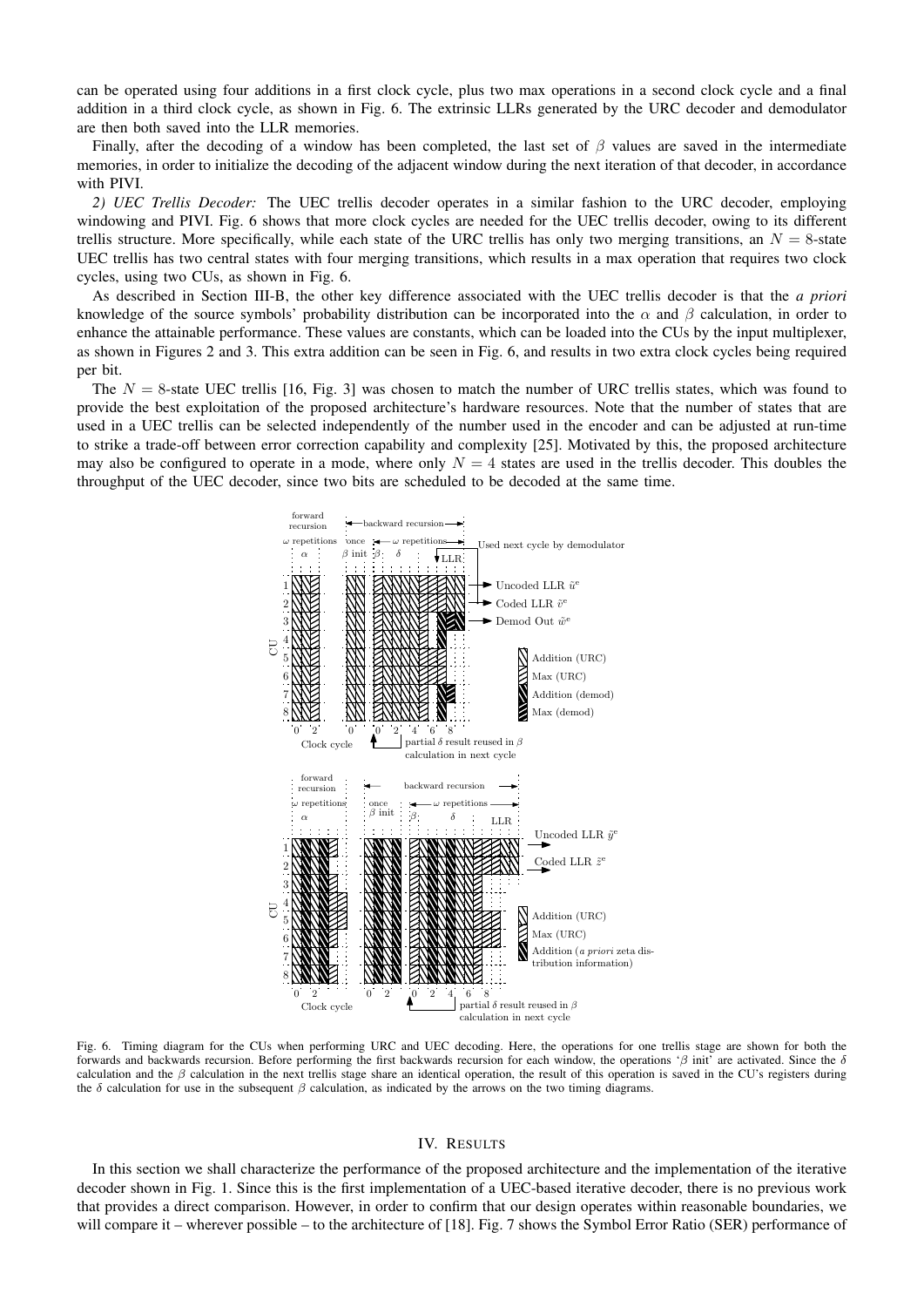can be operated using four additions in a first clock cycle, plus two max operations in a second clock cycle and a final addition in a third clock cycle, as shown in Fig. 6. The extrinsic LLRs generated by the URC decoder and demodulator are then both saved into the LLR memories.

Finally, after the decoding of a window has been completed, the last set of $\beta$ values are saved in the intermediate memories, in order to initialize the decoding of the adjacent window during the next iteration of that decoder, in accordance with PIVI.

*2) UEC Trellis Decoder:* The UEC trellis decoder operates in a similar fashion to the URC decoder, employing windowing and PIVI. Fig. 6 shows that more clock cycles are needed for the UEC trellis decoder, owing to its different trellis structure. More specifically, while each state of the URC trellis has only two merging transitions, an $N = 8$-state UEC trellis has two central states with four merging transitions, which results in a max operation that requires two clock cycles, using two CUs, as shown in Fig. 6.

As described in Section III-B, the other key difference associated with the UEC trellis decoder is that the *a priori* knowledge of the source symbols' probability distribution can be incorporated into the $\alpha$ and $\beta$ calculation, in order to enhance the attainable performance. These values are constants, which can be loaded into the CUs by the input multiplexer, as shown in Figures 2 and 3. This extra addition can be seen in Fig. 6, and results in two extra clock cycles being required per bit.

The $N = 8$-state UEC trellis [16, Fig. 3] was chosen to match the number of URC trellis states, which was found to provide the best exploitation of the proposed architecture's hardware resources. Note that the number of states that are used in a UEC trellis can be selected independently of the number used in the encoder and can be adjusted at run-time to strike a trade-off between error correction capability and complexity [25]. Motivated by this, the proposed architecture may also be configured to operate in a mode, where only $N = 4$ states are used in the trellis decoder. This doubles the throughput of the UEC decoder, since two bits are scheduled to be decoded at the same time.

Fig. 6. Timing diagram for the CUs when performing URC and UEC decoding. Here, the operations for one trellis stage are shown for both the forwards and backwards recursion. Before performing the first backwards recursion for each window, the operations '$\beta$ init' are activated. Since the $\delta$ calculation and the $\beta$ calculation in the next trellis stage share an identical operation, the result of this operation is saved in the CU's registers during the $\delta$ calculation for use in the subsequent $\beta$ calculation, as indicated by the arrows on the two timing diagrams.

## IV. Results

In this section we shall characterize the performance of the proposed architecture and the implementation of the iterative decoder shown in Fig. 1. Since this is the first implementation of a UEC-based iterative decoder, there is no previous work that provides a direct comparison. However, in order to confirm that our design operates within reasonable boundaries, we will compare it – wherever possible – to the architecture of [18]. Fig. 7 shows the Symbol Error Ratio (SER) performance of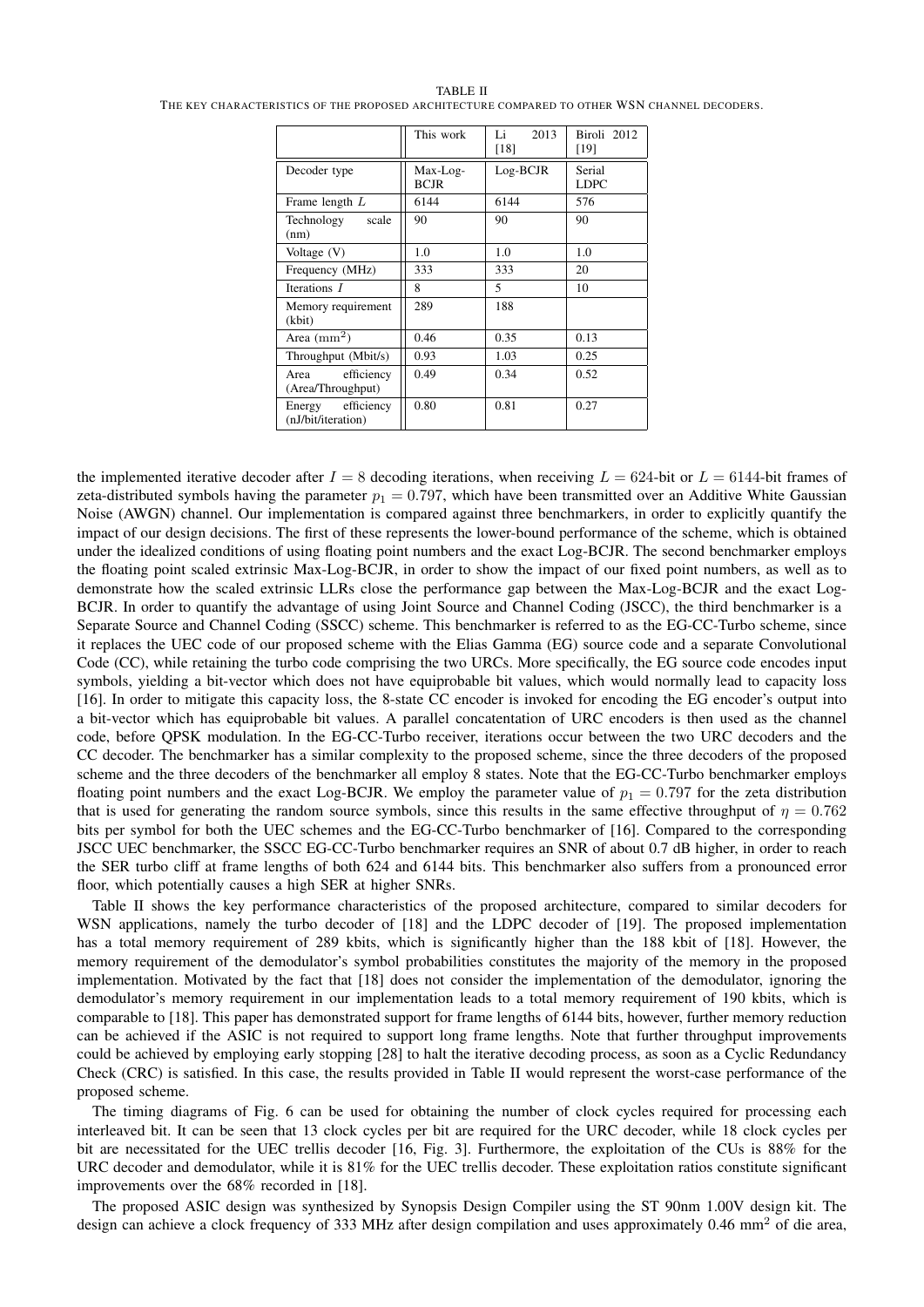TABLE II
THE KEY CHARACTERISTICS OF THE PROPOSED ARCHITECTURE COMPARED TO OTHER WSN CHANNEL DECODERS.

| | This work | Li 2013 [18] | Biroli 2012 [19] |
|---|---|---|---|
| Decoder type | Max-Log-BCJR | Log-BCJR | Serial LDPC |
| Frame length $L$ | 6144 | 6144 | 576 |
| Technology scale (nm) | 90 | 90 | 90 |
| Voltage (V) | 1.0 | 1.0 | 1.0 |
| Frequency (MHz) | 333 | 333 | 20 |
| Iterations $I$ | 8 | 5 | 10 |
| Memory requirement (kbit) | 289 | 188 | |
| Area ($\mathrm{mm}^2$) | 0.46 | 0.35 | 0.13 |
| Throughput (Mbit/s) | 0.93 | 1.03 | 0.25 |
| Area efficiency (Area/Throughput) | 0.49 | 0.34 | 0.52 |
| Energy efficiency (nJ/bit/iteration) | 0.80 | 0.81 | 0.27 |

the implemented iterative decoder after $I = 8$ decoding iterations, when receiving $L = 624$-bit or $L = 6144$-bit frames of zeta-distributed symbols having the parameter $p_1 = 0.797$, which have been transmitted over an Additive White Gaussian Noise (AWGN) channel. Our implementation is compared against three benchmarkers, in order to explicitly quantify the impact of our design decisions. The first of these represents the lower-bound performance of the scheme, which is obtained under the idealized conditions of using floating point numbers and the exact Log-BCJR. The second benchmarker employs the floating point scaled extrinsic Max-Log-BCJR, in order to show the impact of our fixed point numbers, as well as to demonstrate how the scaled extrinsic LLRs close the performance gap between the Max-Log-BCJR and the exact Log-BCJR. In order to quantify the advantage of using Joint Source and Channel Coding (JSCC), the third benchmarker is a Separate Source and Channel Coding (SSCC) scheme. This benchmarker is referred to as the EG-CC-Turbo scheme, since it replaces the UEC code of our proposed scheme with the Elias Gamma (EG) source code and a separate Convolutional Code (CC), while retaining the turbo code comprising the two URCs. More specifically, the EG source code encodes input symbols, yielding a bit-vector which does not have equiprobable bit values, which would normally lead to capacity loss [16]. In order to mitigate this capacity loss, the 8-state CC encoder is invoked for encoding the EG encoder's output into a bit-vector which has equiprobable bit values. A parallel concatentation of URC encoders is then used as the channel code, before QPSK modulation. In the EG-CC-Turbo receiver, iterations occur between the two URC decoders and the CC decoder. The benchmarker has a similar complexity to the proposed scheme, since the three decoders of the proposed scheme and the three decoders of the benchmarker all employ 8 states. Note that the EG-CC-Turbo benchmarker employs floating point numbers and the exact Log-BCJR. We employ the parameter value of $p_1 = 0.797$ for the zeta distribution that is used for generating the random source symbols, since this results in the same effective throughput of $\eta = 0.762$ bits per symbol for both the UEC schemes and the EG-CC-Turbo benchmarker of [16]. Compared to the corresponding JSCC UEC benchmarker, the SSCC EG-CC-Turbo benchmarker requires an SNR of about 0.7 dB higher, in order to reach the SER turbo cliff at frame lengths of both 624 and 6144 bits. This benchmarker also suffers from a pronounced error floor, which potentially causes a high SER at higher SNRs.

Table II shows the key performance characteristics of the proposed architecture, compared to similar decoders for WSN applications, namely the turbo decoder of [18] and the LDPC decoder of [19]. The proposed implementation has a total memory requirement of 289 kbits, which is significantly higher than the 188 kbit of [18]. However, the memory requirement of the demodulator's symbol probabilities constitutes the majority of the memory in the proposed implementation. Motivated by the fact that [18] does not consider the implementation of the demodulator, ignoring the demodulator's memory requirement in our implementation leads to a total memory requirement of 190 kbits, which is comparable to [18]. This paper has demonstrated support for frame lengths of 6144 bits, however, further memory reduction can be achieved if the ASIC is not required to support long frame lengths. Note that further throughput improvements could be achieved by employing early stopping [28] to halt the iterative decoding process, as soon as a Cyclic Redundancy Check (CRC) is satisfied. In this case, the results provided in Table II would represent the worst-case performance of the proposed scheme.

The timing diagrams of Fig. 6 can be used for obtaining the number of clock cycles required for processing each interleaved bit. It can be seen that 13 clock cycles per bit are required for the URC decoder, while 18 clock cycles per bit are necessitated for the UEC trellis decoder [16, Fig. 3]. Furthermore, the exploitation of the CUs is 88% for the URC decoder and demodulator, while it is 81% for the UEC trellis decoder. These exploitation ratios constitute significant improvements over the 68% recorded in [18].

The proposed ASIC design was synthesized by Synopsis Design Compiler using the ST 90nm 1.00V design kit. The design can achieve a clock frequency of 333 MHz after design compilation and uses approximately 0.46 mm$^2$ of die area,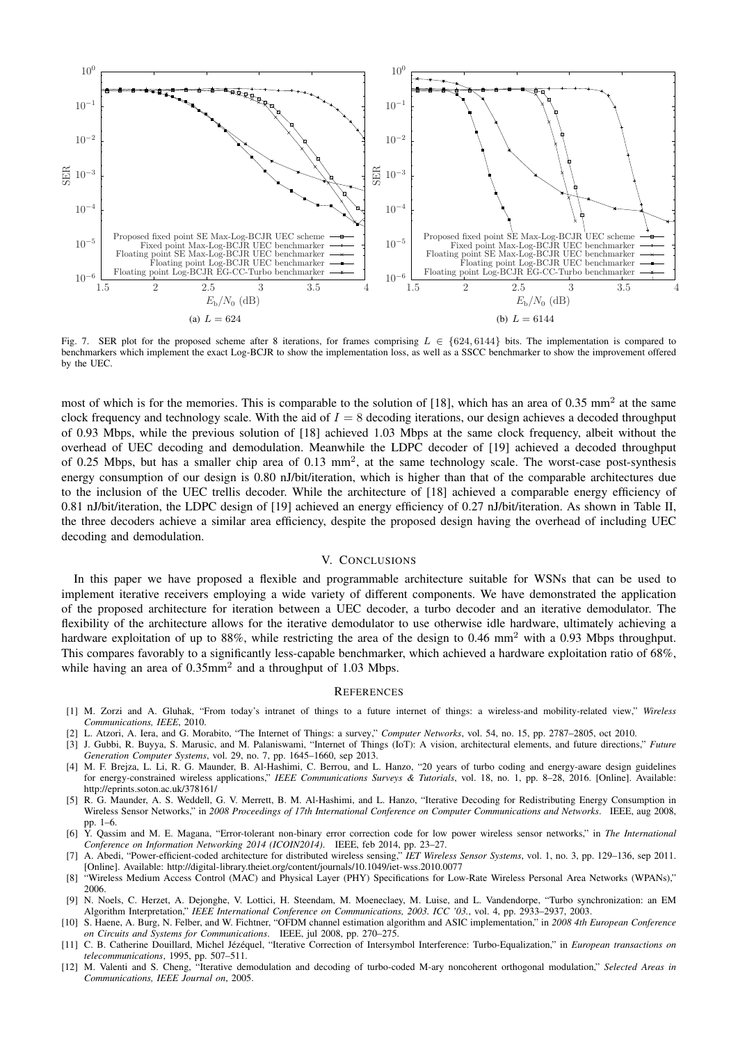Fig. 7. SER plot for the proposed scheme after 8 iterations, for frames comprising $L \in \{624, 6144\}$ bits. The implementation is compared to benchmarkers which implement the exact Log-BCJR to show the implementation loss, as well as a SSCC benchmarker to show the improvement offered by the UEC.

most of which is for the memories. This is comparable to the solution of [18], which has an area of 0.35 mm$^2$ at the same clock frequency and technology scale. With the aid of $I = 8$ decoding iterations, our design achieves a decoded throughput of 0.93 Mbps, while the previous solution of [18] achieved 1.03 Mbps at the same clock frequency, albeit without the overhead of UEC decoding and demodulation. Meanwhile the LDPC decoder of [19] achieved a decoded throughput of 0.25 Mbps, but has a smaller chip area of 0.13 mm$^2$, at the same technology scale. The worst-case post-synthesis energy consumption of our design is 0.80 nJ/bit/iteration, which is higher than that of the comparable architectures due to the inclusion of the UEC trellis decoder. While the architecture of [18] achieved a comparable energy efficiency of 0.81 nJ/bit/iteration, the LDPC design of [19] achieved an energy efficiency of 0.27 nJ/bit/iteration. As shown in Table II, the three decoders achieve a similar area efficiency, despite the proposed design having the overhead of including UEC decoding and demodulation.

## V. Conclusions

In this paper we have proposed a flexible and programmable architecture suitable for WSNs that can be used to implement iterative receivers employing a wide variety of different components. We have demonstrated the application of the proposed architecture for iteration between a UEC decoder, a turbo decoder and an iterative demodulator. The flexibility of the architecture allows for the iterative demodulator to use otherwise idle hardware, ultimately achieving a hardware exploitation of up to 88%, while restricting the area of the design to 0.46 mm$^2$ with a 0.93 Mbps throughput. This compares favorably to a significantly less-capable benchmarker, which achieved a hardware exploitation ratio of 68%, while having an area of 0.35mm$^2$ and a throughput of 1.03 Mbps.

## References

[1] M. Zorzi and A. Gluhak, "From today's intranet of things to a future internet of things: a wireless-and mobility-related view," *Wireless Communications, IEEE*, 2010.

[2] L. Atzori, A. Iera, and G. Morabito, "The Internet of Things: a survey," *Computer Networks*, vol. 54, no. 15, pp. 2787–2805, oct 2010.

[3] J. Gubbi, R. Buyya, S. Marusic, and M. Palaniswami, "Internet of Things (IoT): A vision, architectural elements, and future directions," *Future Generation Computer Systems*, vol. 29, no. 7, pp. 1645–1660, sep 2013.

[4] M. F. Brejza, L. Li, R. G. Maunder, B. Al-Hashimi, C. Berrou, and L. Hanzo, "20 years of turbo coding and energy-aware design guidelines for energy-constrained wireless applications," *IEEE Communications Surveys & Tutorials*, vol. 18, no. 1, pp. 8–28, 2016. [Online]. Available: http://eprints.soton.ac.uk/378161/

[5] R. G. Maunder, A. S. Weddell, G. V. Merrett, B. M. Al-Hashimi, and L. Hanzo, "Iterative Decoding for Redistributing Energy Consumption in Wireless Sensor Networks," in *2008 Proceedings of 17th International Conference on Computer Communications and Networks*. IEEE, aug 2008, pp. 1–6.

[6] Y. Qassim and M. E. Magana, "Error-tolerant non-binary error correction code for low power wireless sensor networks," in *The International Conference on Information Networking 2014 (ICOIN2014)*. IEEE, feb 2014, pp. 23–27.

[7] A. Abedi, "Power-efficient-coded architecture for distributed wireless sensing," *IET Wireless Sensor Systems*, vol. 1, no. 3, pp. 129–136, sep 2011. [Online]. Available: http://digital-library.theiet.org/content/journals/10.1049/iet-wss.2010.0077

[8] "Wireless Medium Access Control (MAC) and Physical Layer (PHY) Specifications for Low-Rate Wireless Personal Area Networks (WPANs)," 2006.

[9] N. Noels, C. Herzet, A. Dejonghe, V. Lottici, H. Steendam, M. Moeneclaey, M. Luise, and L. Vandendorpe, "Turbo synchronization: an EM Algorithm Interpretation," *IEEE International Conference on Communications, 2003. ICC '03.*, vol. 4, pp. 2933–2937, 2003.

[10] S. Haene, A. Burg, N. Felber, and W. Fichtner, "OFDM channel estimation algorithm and ASIC implementation," in *2008 4th European Conference on Circuits and Systems for Communications*. IEEE, jul 2008, pp. 270–275.

[11] C. B. Catherine Douillard, Michel Jézéquel, "Iterative Correction of Intersymbol Interference: Turbo-Equalization," in *European transactions on telecommunications*, 1995, pp. 507–511.

[12] M. Valenti and S. Cheng, "Iterative demodulation and decoding of turbo-coded M-ary noncoherent orthogonal modulation," *Selected Areas in Communications, IEEE Journal on*, 2005.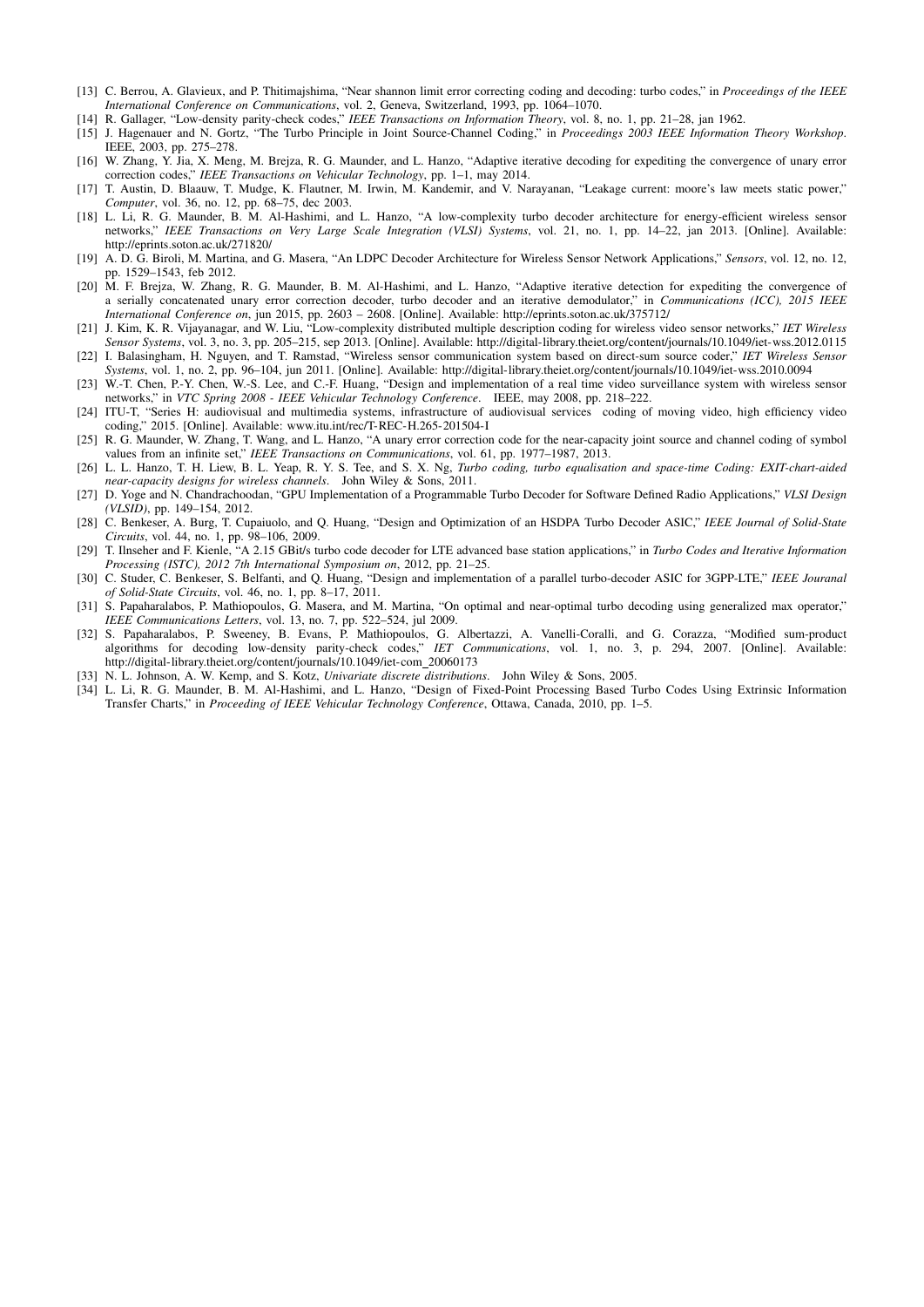[13] C. Berrou, A. Glavieux, and P. Thitimajshima, "Near shannon limit error correcting coding and decoding: turbo codes," in *Proceedings of the IEEE International Conference on Communications*, vol. 2, Geneva, Switzerland, 1993, pp. 1064–1070.

[14] R. Gallager, "Low-density parity-check codes," *IEEE Transactions on Information Theory*, vol. 8, no. 1, pp. 21–28, jan 1962.

[15] J. Hagenauer and N. Gortz, "The Turbo Principle in Joint Source-Channel Coding," in *Proceedings 2003 IEEE Information Theory Workshop*. IEEE, 2003, pp. 275–278.

[16] W. Zhang, Y. Jia, X. Meng, M. Brejza, R. G. Maunder, and L. Hanzo, "Adaptive iterative decoding for expediting the convergence of unary error correction codes," *IEEE Transactions on Vehicular Technology*, pp. 1–1, may 2014.

[17] T. Austin, D. Blaauw, T. Mudge, K. Flautner, M. Irwin, M. Kandemir, and V. Narayanan, "Leakage current: moore's law meets static power," *Computer*, vol. 36, no. 12, pp. 68–75, dec 2003.

[18] L. Li, R. G. Maunder, B. M. Al-Hashimi, and L. Hanzo, "A low-complexity turbo decoder architecture for energy-efficient wireless sensor networks," *IEEE Transactions on Very Large Scale Integration (VLSI) Systems*, vol. 21, no. 1, pp. 14–22, jan 2013. [Online]. Available: http://eprints.soton.ac.uk/271820/

[19] A. D. G. Biroli, M. Martina, and G. Masera, "An LDPC Decoder Architecture for Wireless Sensor Network Applications," *Sensors*, vol. 12, no. 12, pp. 1529–1543, feb 2012.

[20] M. F. Brejza, W. Zhang, R. G. Maunder, B. M. Al-Hashimi, and L. Hanzo, "Adaptive iterative detection for expediting the convergence of a serially concatenated unary error correction decoder, turbo decoder and an iterative demodulator," in *Communications (ICC), 2015 IEEE International Conference on*, jun 2015, pp. 2603 – 2608. [Online]. Available: http://eprints.soton.ac.uk/375712/

[21] J. Kim, K. R. Vijayanagar, and W. Liu, "Low-complexity distributed multiple description coding for wireless video sensor networks," *IET Wireless Sensor Systems*, vol. 3, no. 3, pp. 205–215, sep 2013. [Online]. Available: http://digital-library.theiet.org/content/journals/10.1049/iet-wss.2012.0115

[22] I. Balasingham, H. Nguyen, and T. Ramstad, "Wireless sensor communication system based on direct-sum source coder," *IET Wireless Sensor Systems*, vol. 1, no. 2, pp. 96–104, jun 2011. [Online]. Available: http://digital-library.theiet.org/content/journals/10.1049/iet-wss.2010.0094

[23] W.-T. Chen, P.-Y. Chen, W.-S. Lee, and C.-F. Huang, "Design and implementation of a real time video surveillance system with wireless sensor networks," in *VTC Spring 2008 - IEEE Vehicular Technology Conference*. IEEE, may 2008, pp. 218–222.

[24] ITU-T, "Series H: audiovisual and multimedia systems, infrastructure of audiovisual services coding of moving video, high efficiency video coding," 2015. [Online]. Available: www.itu.int/rec/T-REC-H.265-201504-I

[25] R. G. Maunder, W. Zhang, T. Wang, and L. Hanzo, "A unary error correction code for the near-capacity joint source and channel coding of symbol values from an infinite set," *IEEE Transactions on Communications*, vol. 61, pp. 1977–1987, 2013.

[26] L. L. Hanzo, T. H. Liew, B. L. Yeap, R. Y. S. Tee, and S. X. Ng, *Turbo coding, turbo equalisation and space-time Coding: EXIT-chart-aided near-capacity designs for wireless channels*. John Wiley & Sons, 2011.

[27] D. Yoge and N. Chandrachoodan, "GPU Implementation of a Programmable Turbo Decoder for Software Defined Radio Applications," *VLSI Design (VLSID)*, pp. 149–154, 2012.

[28] C. Benkeser, A. Burg, T. Cupaiuolo, and Q. Huang, "Design and Optimization of an HSDPA Turbo Decoder ASIC," *IEEE Journal of Solid-State Circuits*, vol. 44, no. 1, pp. 98–106, 2009.

[29] T. Ilnseher and F. Kienle, "A 2.15 GBit/s turbo code decoder for LTE advanced base station applications," in *Turbo Codes and Iterative Information Processing (ISTC), 2012 7th International Symposium on*, 2012, pp. 21–25.

[30] C. Studer, C. Benkeser, S. Belfanti, and Q. Huang, "Design and implementation of a parallel turbo-decoder ASIC for 3GPP-LTE," *IEEE Jouranal of Solid-State Circuits*, vol. 46, no. 1, pp. 8–17, 2011.

[31] S. Papaharalabos, P. Mathiopoulos, G. Masera, and M. Martina, "On optimal and near-optimal turbo decoding using generalized max operator," *IEEE Communications Letters*, vol. 13, no. 7, pp. 522–524, jul 2009.

[32] S. Papaharalabos, P. Sweeney, B. Evans, P. Mathiopoulos, G. Albertazzi, A. Vanelli-Coralli, and G. Corazza, "Modified sum-product algorithms for decoding low-density parity-check codes," *IET Communications*, vol. 1, no. 3, p. 294, 2007. [Online]. Available: http://digital-library.theiet.org/content/journals/10.1049/iet-com_20060173

[33] N. L. Johnson, A. W. Kemp, and S. Kotz, *Univariate discrete distributions*. John Wiley & Sons, 2005.

[34] L. Li, R. G. Maunder, B. M. Al-Hashimi, and L. Hanzo, "Design of Fixed-Point Processing Based Turbo Codes Using Extrinsic Information Transfer Charts," in *Proceeding of IEEE Vehicular Technology Conference*, Ottawa, Canada, 2010, pp. 1–5.